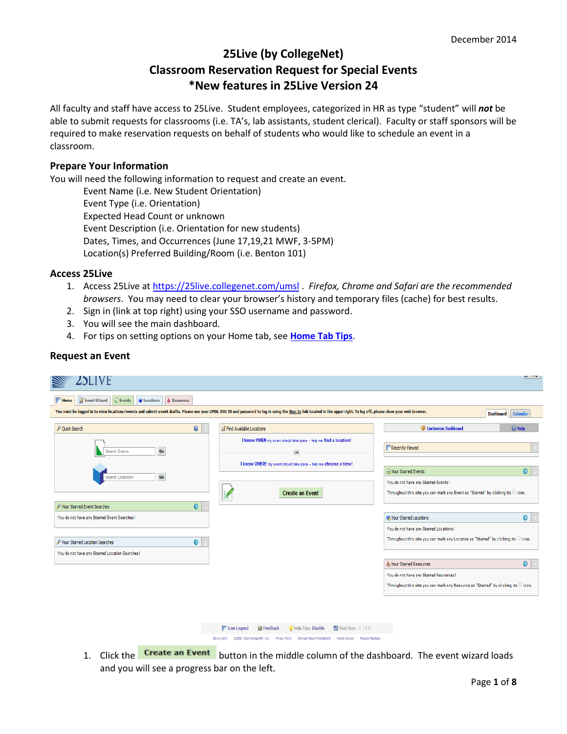December 2014

# 25Live (by CollegeNet)
# Classroom Reservation Request for Special Events
# *New features in 25Live Version 24

All faculty and staff have access to 25Live. Student employees, categorized in HR as type "student" will ***not*** be able to submit requests for classrooms (i.e. TA's, lab assistants, student clerical). Faculty or staff sponsors will be required to make reservation requests on behalf of students who would like to schedule an event in a classroom.

## Prepare Your Information

You will need the following information to request and create an event.

- Event Name (i.e. New Student Orientation)
- Event Type (i.e. Orientation)
- Expected Head Count or unknown
- Event Description (i.e. Orientation for new students)
- Dates, Times, and Occurrences (June 17,19,21 MWF, 3-5PM)
- Location(s) Preferred Building/Room (i.e. Benton 101)

## Access 25Live

1. Access 25Live at https://25live.collegenet.com/umsl . *Firefox, Chrome and Safari are the recommended browsers*. You may need to clear your browser's history and temporary files (cache) for best results.
2. Sign in (link at top right) using your SSO username and password.
3. You will see the main dashboard.
4. For tips on setting options on your Home tab, see **Home Tab Tips**.

## Request an Event

1. Click the **Create an Event** button in the middle column of the dashboard. The event wizard loads and you will see a progress bar on the left.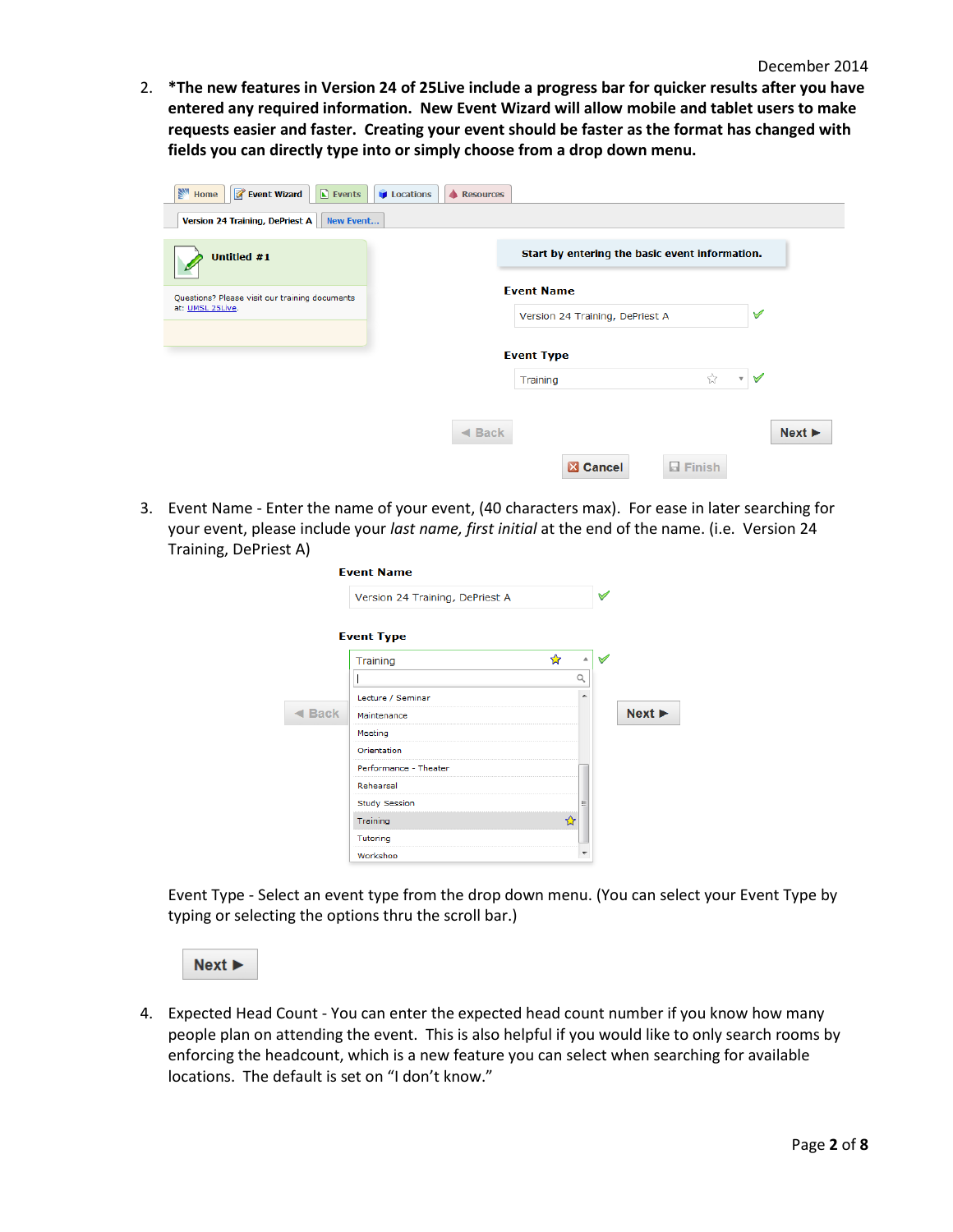2. ***The new features in Version 24 of 25Live include a progress bar for quicker results after you have entered any required information. New Event Wizard will allow mobile and tablet users to make requests easier and faster. Creating your event should be faster as the format has changed with fields you can directly type into or simply choose from a drop down menu.**

3. Event Name - Enter the name of your event, (40 characters max). For ease in later searching for your event, please include your *last name, first initial* at the end of the name. (i.e. Version 24 Training, DePriest A)

   Event Type - Select an event type from the drop down menu. (You can select your Event Type by typing or selecting the options thru the scroll bar.)

4. Expected Head Count - You can enter the expected head count number if you know how many people plan on attending the event. This is also helpful if you would like to only search rooms by enforcing the headcount, which is a new feature you can select when searching for available locations. The default is set on "I don't know."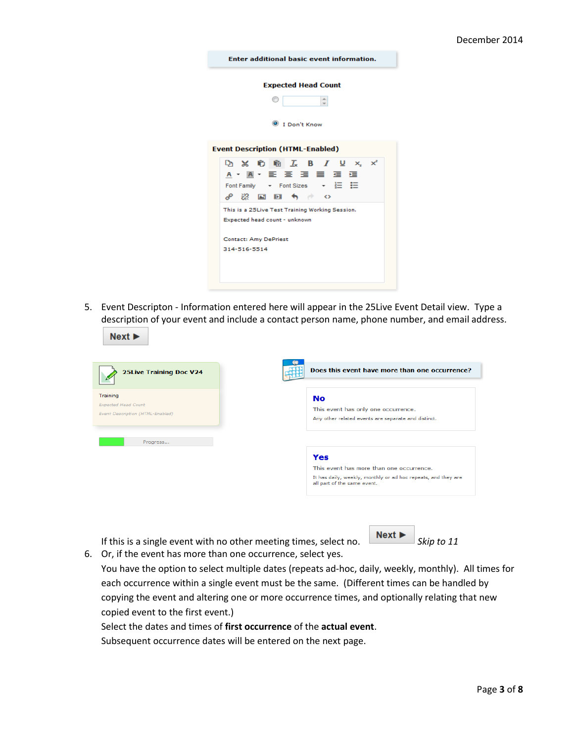Enter additional basic event information.

Expected Head Count

I Don't Know

Event Description (HTML-Enabled)

This is a 25Live Test Training Working Session.
Expected head count - unknown

Contact: Amy DePriest
314-516-5514

5. Event Descripton - Information entered here will appear in the 25Live Event Detail view. Type a description of your event and include a contact person name, phone number, and email address.

   Next ▶

25Live Training Doc V24

Training

Expected Head Count

Event Description (HTML-Enabled)

Progress...

Does this event have more than one occurrence?

**No**

This event has only one occurrence.

Any other related events are separate and distinct.

**Yes**

This event has more than one occurrence.

It has daily, weekly, monthly or ad hoc repeats, and they are all part of the same event.

6. If this is a single event with no other meeting times, select no. Next ▶ *Skip to 11*

   Or, if the event has more than one occurrence, select yes.

   You have the option to select multiple dates (repeats ad-hoc, daily, weekly, monthly). All times for each occurrence within a single event must be the same. (Different times can be handled by copying the event and altering one or more occurrence times, and optionally relating that new copied event to the first event.)

   Select the dates and times of **first occurrence** of the **actual event**.

   Subsequent occurrence dates will be entered on the next page.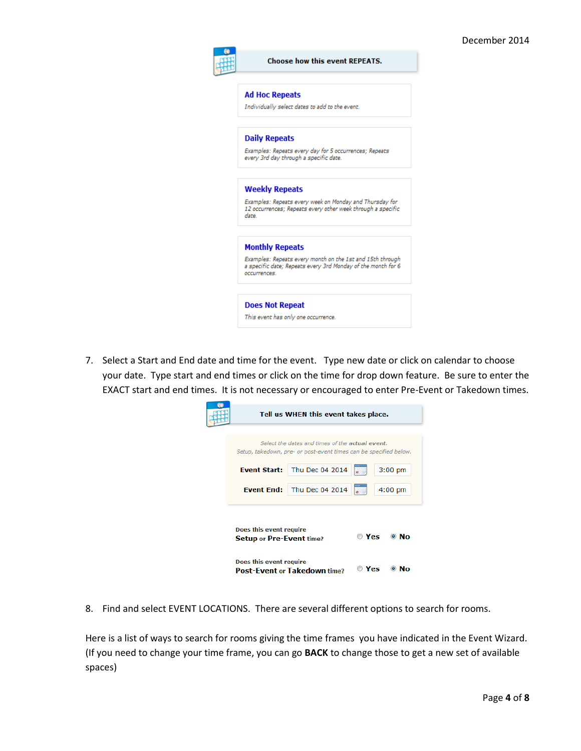**Choose how this event REPEATS.**

**Ad Hoc Repeats**
*Individually select dates to add to the event.*

**Daily Repeats**
*Examples: Repeats every day for 5 occurrences; Repeats every 3rd day through a specific date.*

**Weekly Repeats**
*Examples: Repeats every week on Monday and Thursday for 12 occurrences; Repeats every other week through a specific date.*

**Monthly Repeats**
*Examples: Repeats every month on the 1st and 15th through a specific date; Repeats every 3rd Monday of the month for 6 occurrences.*

**Does Not Repeat**
*This event has only one occurrence.*

7. Select a Start and End date and time for the event. Type new date or click on calendar to choose your date. Type start and end times or click on the time for drop down feature. Be sure to enter the EXACT start and end times. It is not necessary or encouraged to enter Pre-Event or Takedown times.

**Tell us WHEN this event takes place.**

*Select the dates and times of the* ***actual event.***
*Setup, takedown, pre- or post-event times can be specified below.*

**Event Start:** Thu Dec 04 2014 3:00 pm

**Event End:** Thu Dec 04 2014 4:00 pm

Does this event require **Setup** or **Pre-Event** time? ○ Yes ◉ No

Does this event require **Post-Event** or **Takedown** time? ○ Yes ◉ No

8. Find and select EVENT LOCATIONS. There are several different options to search for rooms.

Here is a list of ways to search for rooms giving the time frames you have indicated in the Event Wizard. (If you need to change your time frame, you can go **BACK** to change those to get a new set of available spaces)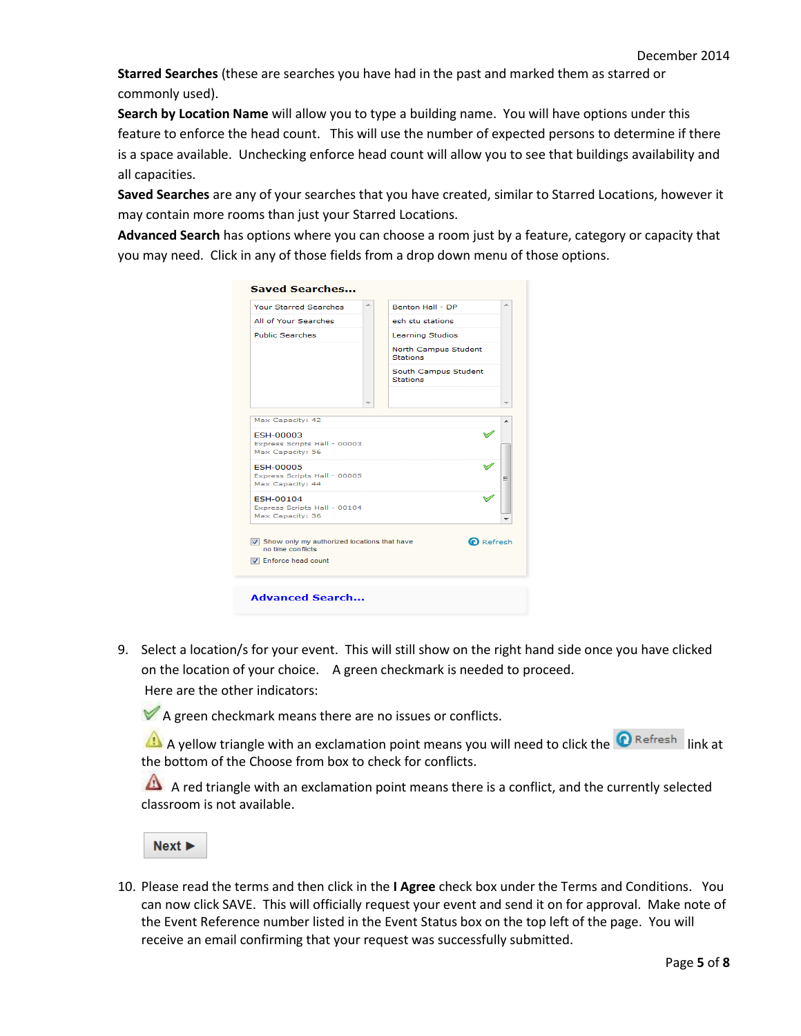**Starred Searches** (these are searches you have had in the past and marked them as starred or commonly used).

**Search by Location Name** will allow you to type a building name. You will have options under this feature to enforce the head count. This will use the number of expected persons to determine if there is a space available. Unchecking enforce head count will allow you to see that buildings availability and all capacities.

**Saved Searches** are any of your searches that you have created, similar to Starred Locations, however it may contain more rooms than just your Starred Locations.

**Advanced Search** has options where you can choose a room just by a feature, category or capacity that you may need. Click in any of those fields from a drop down menu of those options.

9. Select a location/s for your event. This will still show on the right hand side once you have clicked on the location of your choice. A green checkmark is needed to proceed.

   Here are the other indicators:

   A green checkmark means there are no issues or conflicts.

   A yellow triangle with an exclamation point means you will need to click the Refresh link at the bottom of the Choose from box to check for conflicts.

   A red triangle with an exclamation point means there is a conflict, and the currently selected classroom is not available.

   **Next ▶**

10. Please read the terms and then click in the **I Agree** check box under the Terms and Conditions. You can now click SAVE. This will officially request your event and send it on for approval. Make note of the Event Reference number listed in the Event Status box on the top left of the page. You will receive an email confirming that your request was successfully submitted.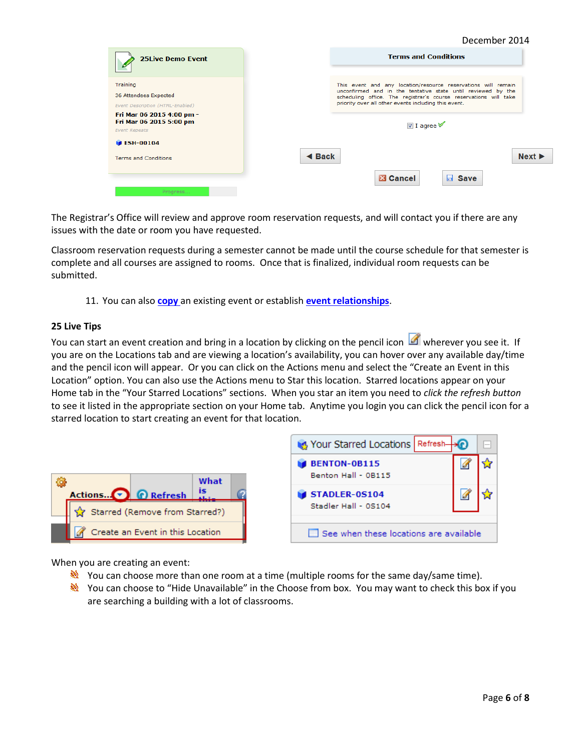The Registrar's Office will review and approve room reservation requests, and will contact you if there are any issues with the date or room you have requested.

Classroom reservation requests during a semester cannot be made until the course schedule for that semester is complete and all courses are assigned to rooms. Once that is finalized, individual room requests can be submitted.

11. You can also copy an existing event or establish event relationships.

**25 Live Tips**

You can start an event creation and bring in a location by clicking on the pencil icon wherever you see it. If you are on the Locations tab and are viewing a location's availability, you can hover over any available day/time and the pencil icon will appear. Or you can click on the Actions menu and select the "Create an Event in this Location" option. You can also use the Actions menu to Star this location. Starred locations appear on your Home tab in the "Your Starred Locations" sections. When you star an item you need to *click the refresh button* to see it listed in the appropriate section on your Home tab. Anytime you login you can click the pencil icon for a starred location to start creating an event for that location.

When you are creating an event:

- You can choose more than one room at a time (multiple rooms for the same day/same time).
- You can choose to "Hide Unavailable" in the Choose from box. You may want to check this box if you are searching a building with a lot of classrooms.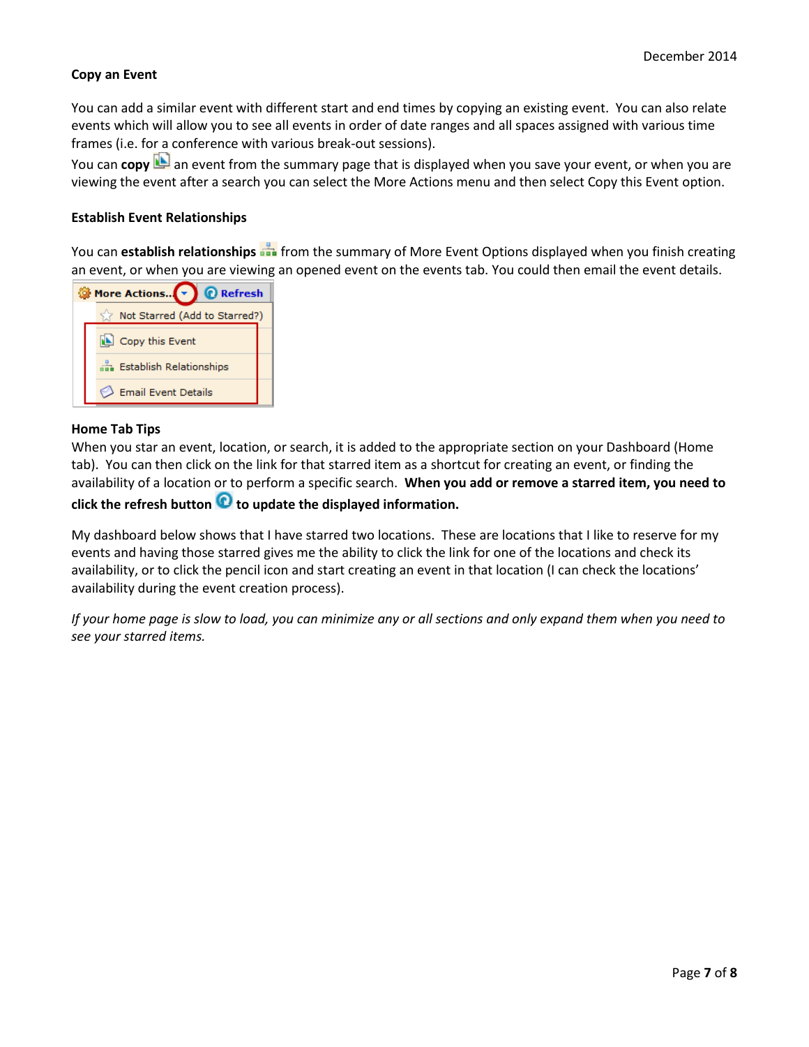### Copy an Event

You can add a similar event with different start and end times by copying an existing event. You can also relate events which will allow you to see all events in order of date ranges and all spaces assigned with various time frames (i.e. for a conference with various break-out sessions).

You can **copy** an event from the summary page that is displayed when you save your event, or when you are viewing the event after a search you can select the More Actions menu and then select Copy this Event option.

### Establish Event Relationships

You can **establish relationships** from the summary of More Event Options displayed when you finish creating an event, or when you are viewing an opened event on the events tab. You could then email the event details.

### Home Tab Tips

When you star an event, location, or search, it is added to the appropriate section on your Dashboard (Home tab). You can then click on the link for that starred item as a shortcut for creating an event, or finding the availability of a location or to perform a specific search. **When you add or remove a starred item, you need to click the refresh button to update the displayed information.**

My dashboard below shows that I have starred two locations. These are locations that I like to reserve for my events and having those starred gives me the ability to click the link for one of the locations and check its availability, or to click the pencil icon and start creating an event in that location (I can check the locations' availability during the event creation process).

*If your home page is slow to load, you can minimize any or all sections and only expand them when you need to see your starred items.*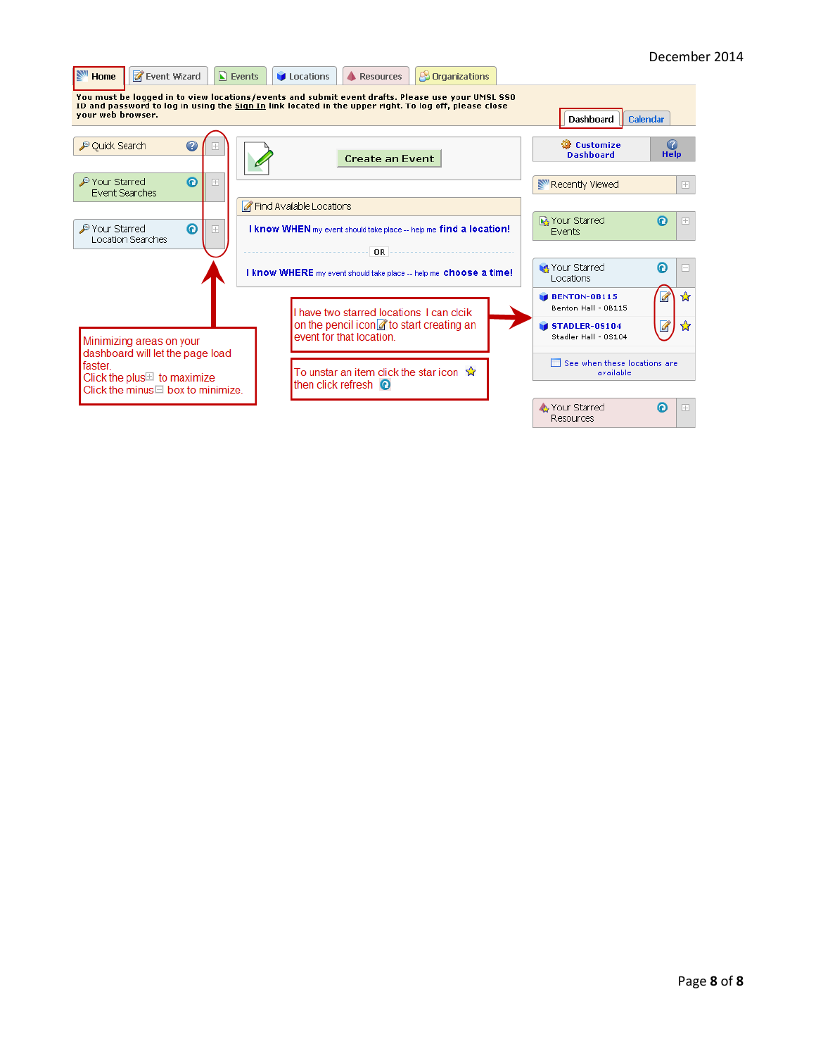December 2014

Home | Event Wizard | Events | Locations | Resources | Organizations

You must be logged in to view locations/events and submit event drafts. Please use your UMSL SSO ID and password to log in using the Sign In link located in the upper right. To log off, please close your web browser.

Dashboard | Calendar

Quick Search

Your Starred Event Searches

Your Starred Location Searches

Create an Event

Find Available Locations

I know WHEN my event should take place -- help me find a location!

OR

I know WHERE my event should take place -- help me choose a time!

Customize Dashboard

Help

Recently Viewed

Your Starred Events

Your Starred Locations

BENTON-0B115
Benton Hall - 0B115

STADLER-0S104
Stadler Hall - 0S104

See when these locations are available

Your Starred Resources

Minimizing areas on your dashboard will let the page load faster.
Click the plus to maximize
Click the minus box to minimize.

I have two starred locations I can click on the pencil icon to start creating an event for that location.

To unstar an item click the star icon then click refresh